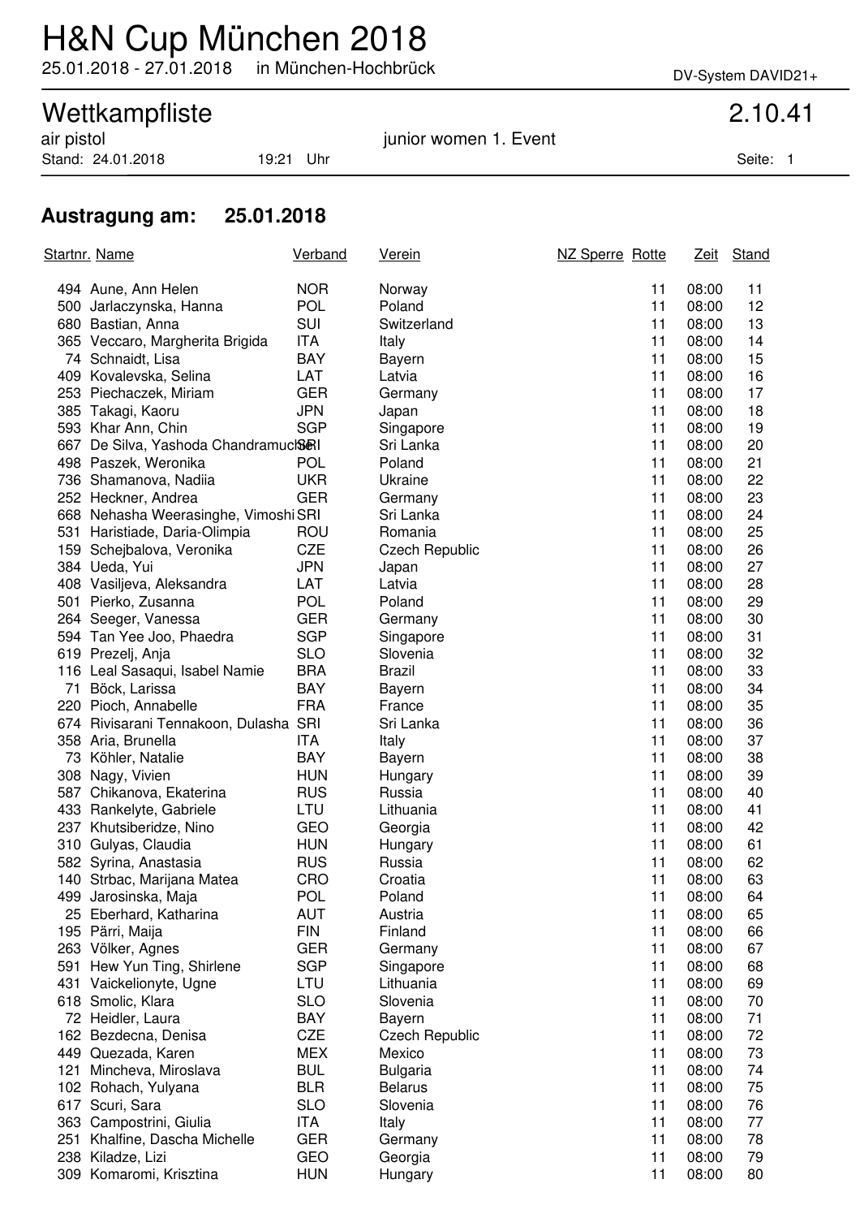# H&N Cup München 2018

25.01.2018 - 27.01.2018 in München-Hochbrück

DV-System DAVID21+

## Wettkampfliste 2.10.41

air pistol junior women 1. Event

Stand: 24.01.2018 19:21 Uhr

### Austragung am: 25.01.2018

| Startnr. | Name | Verband | Verein | NZ Sperre | Rotte | Zeit | Stand |
|---|---|---|---|---|---|---|---|
| 494 | Aune, Ann Helen | NOR | Norway | | 11 | 08:00 | 11 |
| 500 | Jarlaczynska, Hanna | POL | Poland | | 11 | 08:00 | 12 |
| 680 | Bastian, Anna | SUI | Switzerland | | 11 | 08:00 | 13 |
| 365 | Veccaro, Margherita Brigida | ITA | Italy | | 11 | 08:00 | 14 |
| 74 | Schnaidt, Lisa | BAY | Bayern | | 11 | 08:00 | 15 |
| 409 | Kovalevska, Selina | LAT | Latvia | | 11 | 08:00 | 16 |
| 253 | Piechaczek, Miriam | GER | Germany | | 11 | 08:00 | 17 |
| 385 | Takagi, Kaoru | JPN | Japan | | 11 | 08:00 | 18 |
| 593 | Khar Ann, Chin | SGP | Singapore | | 11 | 08:00 | 19 |
| 667 | De Silva, Yashoda Chandramuch | SRI | Sri Lanka | | 11 | 08:00 | 20 |
| 498 | Paszek, Weronika | POL | Poland | | 11 | 08:00 | 21 |
| 736 | Shamanova, Nadiia | UKR | Ukraine | | 11 | 08:00 | 22 |
| 252 | Heckner, Andrea | GER | Germany | | 11 | 08:00 | 23 |
| 668 | Nehasha Weerasinghe, Vimoshi | SRI | Sri Lanka | | 11 | 08:00 | 24 |
| 531 | Haristiade, Daria-Olimpia | ROU | Romania | | 11 | 08:00 | 25 |
| 159 | Schejbalova, Veronika | CZE | Czech Republic | | 11 | 08:00 | 26 |
| 384 | Ueda, Yui | JPN | Japan | | 11 | 08:00 | 27 |
| 408 | Vasiljeva, Aleksandra | LAT | Latvia | | 11 | 08:00 | 28 |
| 501 | Pierko, Zusanna | POL | Poland | | 11 | 08:00 | 29 |
| 264 | Seeger, Vanessa | GER | Germany | | 11 | 08:00 | 30 |
| 594 | Tan Yee Joo, Phaedra | SGP | Singapore | | 11 | 08:00 | 31 |
| 619 | Prezelj, Anja | SLO | Slovenia | | 11 | 08:00 | 32 |
| 116 | Leal Sasaqui, Isabel Namie | BRA | Brazil | | 11 | 08:00 | 33 |
| 71 | Böck, Larissa | BAY | Bayern | | 11 | 08:00 | 34 |
| 220 | Pioch, Annabelle | FRA | France | | 11 | 08:00 | 35 |
| 674 | Rivisarani Tennakoon, Dulasha | SRI | Sri Lanka | | 11 | 08:00 | 36 |
| 358 | Aria, Brunella | ITA | Italy | | 11 | 08:00 | 37 |
| 73 | Köhler, Natalie | BAY | Bayern | | 11 | 08:00 | 38 |
| 308 | Nagy, Vivien | HUN | Hungary | | 11 | 08:00 | 39 |
| 587 | Chikanova, Ekaterina | RUS | Russia | | 11 | 08:00 | 40 |
| 433 | Rankelyte, Gabriele | LTU | Lithuania | | 11 | 08:00 | 41 |
| 237 | Khutsiberidze, Nino | GEO | Georgia | | 11 | 08:00 | 42 |
| 310 | Gulyas, Claudia | HUN | Hungary | | 11 | 08:00 | 61 |
| 582 | Syrina, Anastasia | RUS | Russia | | 11 | 08:00 | 62 |
| 140 | Strbac, Marijana Matea | CRO | Croatia | | 11 | 08:00 | 63 |
| 499 | Jarosinska, Maja | POL | Poland | | 11 | 08:00 | 64 |
| 25 | Eberhard, Katharina | AUT | Austria | | 11 | 08:00 | 65 |
| 195 | Pärri, Maija | FIN | Finland | | 11 | 08:00 | 66 |
| 263 | Völker, Agnes | GER | Germany | | 11 | 08:00 | 67 |
| 591 | Hew Yun Ting, Shirlene | SGP | Singapore | | 11 | 08:00 | 68 |
| 431 | Vaickelionyte, Ugne | LTU | Lithuania | | 11 | 08:00 | 69 |
| 618 | Smolic, Klara | SLO | Slovenia | | 11 | 08:00 | 70 |
| 72 | Heidler, Laura | BAY | Bayern | | 11 | 08:00 | 71 |
| 162 | Bezdecna, Denisa | CZE | Czech Republic | | 11 | 08:00 | 72 |
| 449 | Quezada, Karen | MEX | Mexico | | 11 | 08:00 | 73 |
| 121 | Mincheva, Miroslava | BUL | Bulgaria | | 11 | 08:00 | 74 |
| 102 | Rohach, Yulyana | BLR | Belarus | | 11 | 08:00 | 75 |
| 617 | Scuri, Sara | SLO | Slovenia | | 11 | 08:00 | 76 |
| 363 | Campostrini, Giulia | ITA | Italy | | 11 | 08:00 | 77 |
| 251 | Khalfine, Dascha Michelle | GER | Germany | | 11 | 08:00 | 78 |
| 238 | Kiladze, Lizi | GEO | Georgia | | 11 | 08:00 | 79 |
| 309 | Komaromi, Krisztina | HUN | Hungary | | 11 | 08:00 | 80 |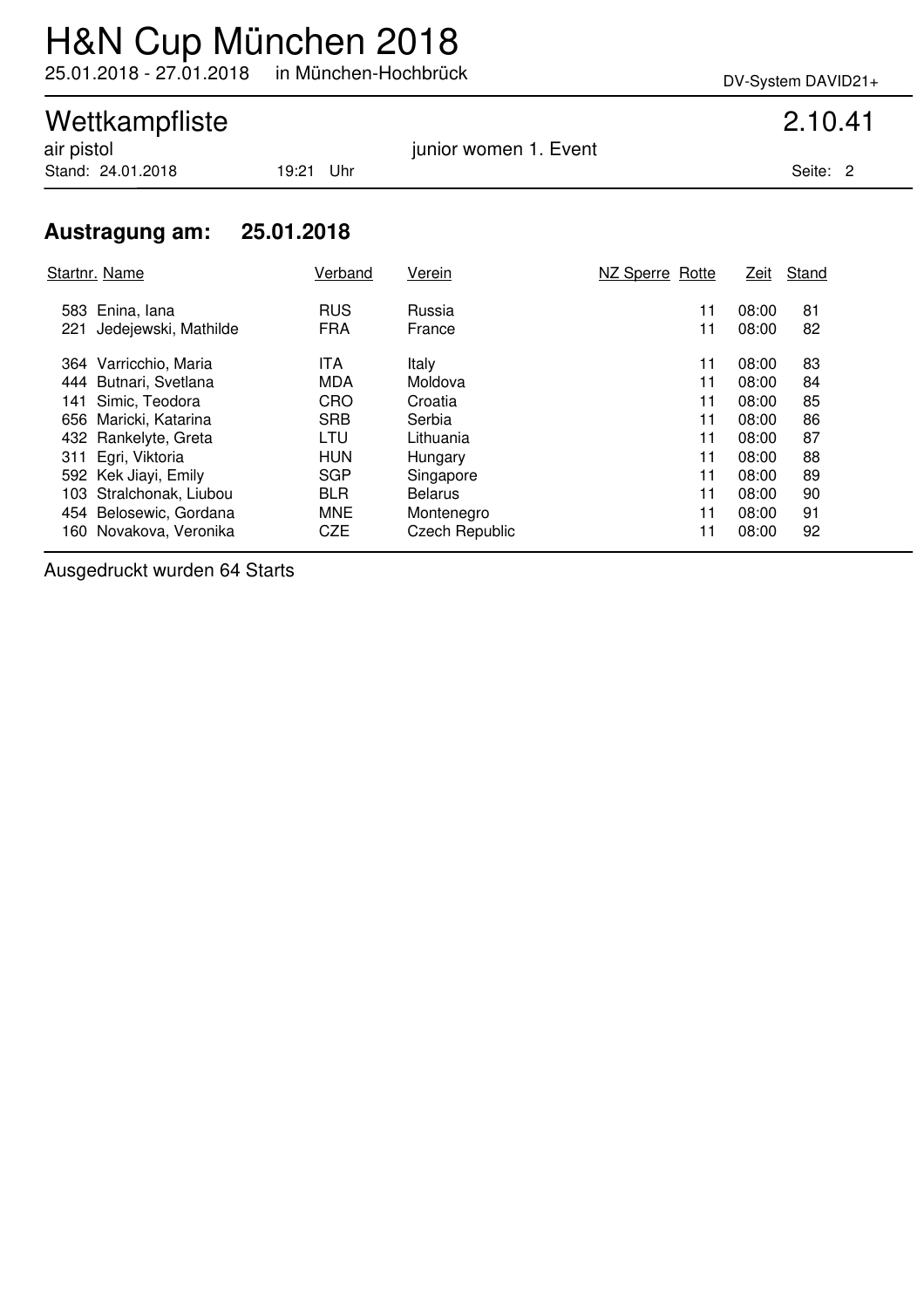# H&N Cup München 2018

25.01.2018 - 27.01.2018 in München-Hochbrück

DV-System DAVID21+

## Wettkampfliste 2.10.41

air pistol junior women 1. Event

Stand: 24.01.2018 19:21 Uhr

### Austragung am: 25.01.2018

| Startnr. | Name | Verband | Verein | NZ Sperre | Rotte | Zeit | Stand |
|---|---|---|---|---|---|---|---|
| 583 | Enina, Iana | RUS | Russia | | 11 | 08:00 | 81 |
| 221 | Jedejewski, Mathilde | FRA | France | | 11 | 08:00 | 82 |
| 364 | Varricchio, Maria | ITA | Italy | | 11 | 08:00 | 83 |
| 444 | Butnari, Svetlana | MDA | Moldova | | 11 | 08:00 | 84 |
| 141 | Simic, Teodora | CRO | Croatia | | 11 | 08:00 | 85 |
| 656 | Maricki, Katarina | SRB | Serbia | | 11 | 08:00 | 86 |
| 432 | Rankelyte, Greta | LTU | Lithuania | | 11 | 08:00 | 87 |
| 311 | Egri, Viktoria | HUN | Hungary | | 11 | 08:00 | 88 |
| 592 | Kek Jiayi, Emily | SGP | Singapore | | 11 | 08:00 | 89 |
| 103 | Stralchonak, Liubou | BLR | Belarus | | 11 | 08:00 | 90 |
| 454 | Belosewic, Gordana | MNE | Montenegro | | 11 | 08:00 | 91 |
| 160 | Novakova, Veronika | CZE | Czech Republic | | 11 | 08:00 | 92 |

Ausgedruckt wurden 64 Starts